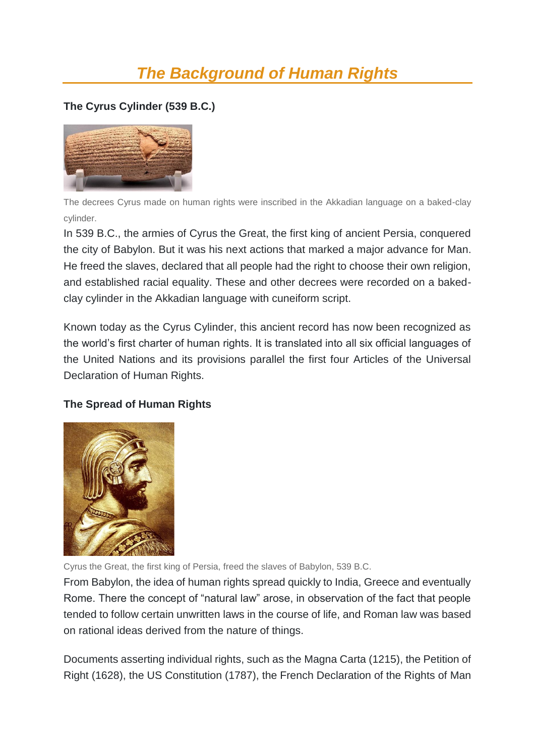# *The Background of Human Rights*

### The Cyrus Cylinder (539 B.C.)

The decrees Cyrus made on human rights were inscribed in the Akkadian language on a baked-clay cylinder.

In 539 B.C., the armies of Cyrus the Great, the first king of ancient Persia, conquered the city of Babylon. But it was his next actions that marked a major advance for Man. He freed the slaves, declared that all people had the right to choose their own religion, and established racial equality. These and other decrees were recorded on a baked-clay cylinder in the Akkadian language with cuneiform script.

Known today as the Cyrus Cylinder, this ancient record has now been recognized as the world's first charter of human rights. It is translated into all six official languages of the United Nations and its provisions parallel the first four Articles of the Universal Declaration of Human Rights.

### The Spread of Human Rights

Cyrus the Great, the first king of Persia, freed the slaves of Babylon, 539 B.C.

From Babylon, the idea of human rights spread quickly to India, Greece and eventually Rome. There the concept of "natural law" arose, in observation of the fact that people tended to follow certain unwritten laws in the course of life, and Roman law was based on rational ideas derived from the nature of things.

Documents asserting individual rights, such as the Magna Carta (1215), the Petition of Right (1628), the US Constitution (1787), the French Declaration of the Rights of Man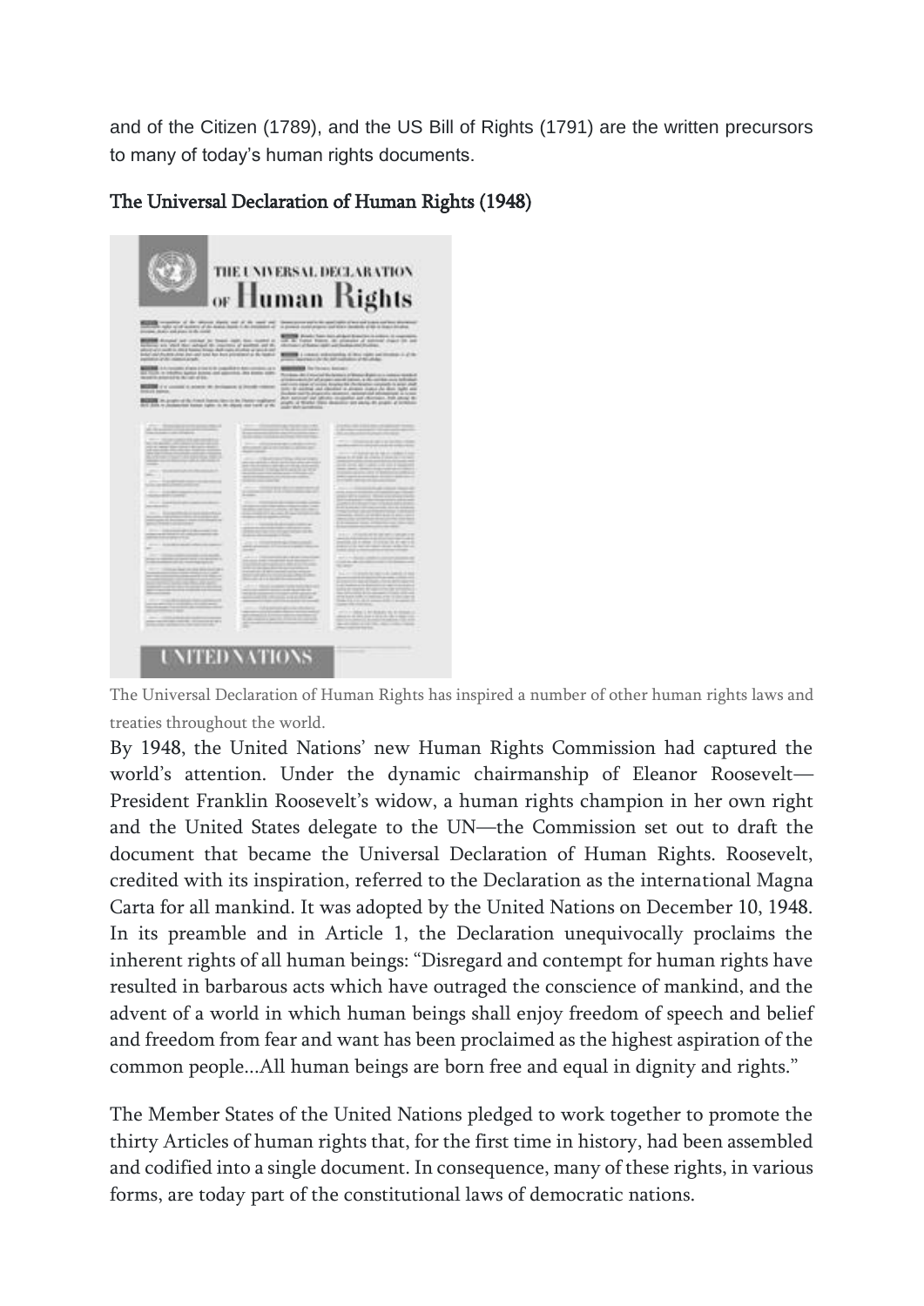and of the Citizen (1789), and the US Bill of Rights (1791) are the written precursors to many of today's human rights documents.

## The Universal Declaration of Human Rights (1948)

The Universal Declaration of Human Rights has inspired a number of other human rights laws and treaties throughout the world.

By 1948, the United Nations' new Human Rights Commission had captured the world's attention. Under the dynamic chairmanship of Eleanor Roosevelt—President Franklin Roosevelt's widow, a human rights champion in her own right and the United States delegate to the UN—the Commission set out to draft the document that became the Universal Declaration of Human Rights. Roosevelt, credited with its inspiration, referred to the Declaration as the international Magna Carta for all mankind. It was adopted by the United Nations on December 10, 1948. In its preamble and in Article 1, the Declaration unequivocally proclaims the inherent rights of all human beings: "Disregard and contempt for human rights have resulted in barbarous acts which have outraged the conscience of mankind, and the advent of a world in which human beings shall enjoy freedom of speech and belief and freedom from fear and want has been proclaimed as the highest aspiration of the common people...All human beings are born free and equal in dignity and rights."

The Member States of the United Nations pledged to work together to promote the thirty Articles of human rights that, for the first time in history, had been assembled and codified into a single document. In consequence, many of these rights, in various forms, are today part of the constitutional laws of democratic nations.